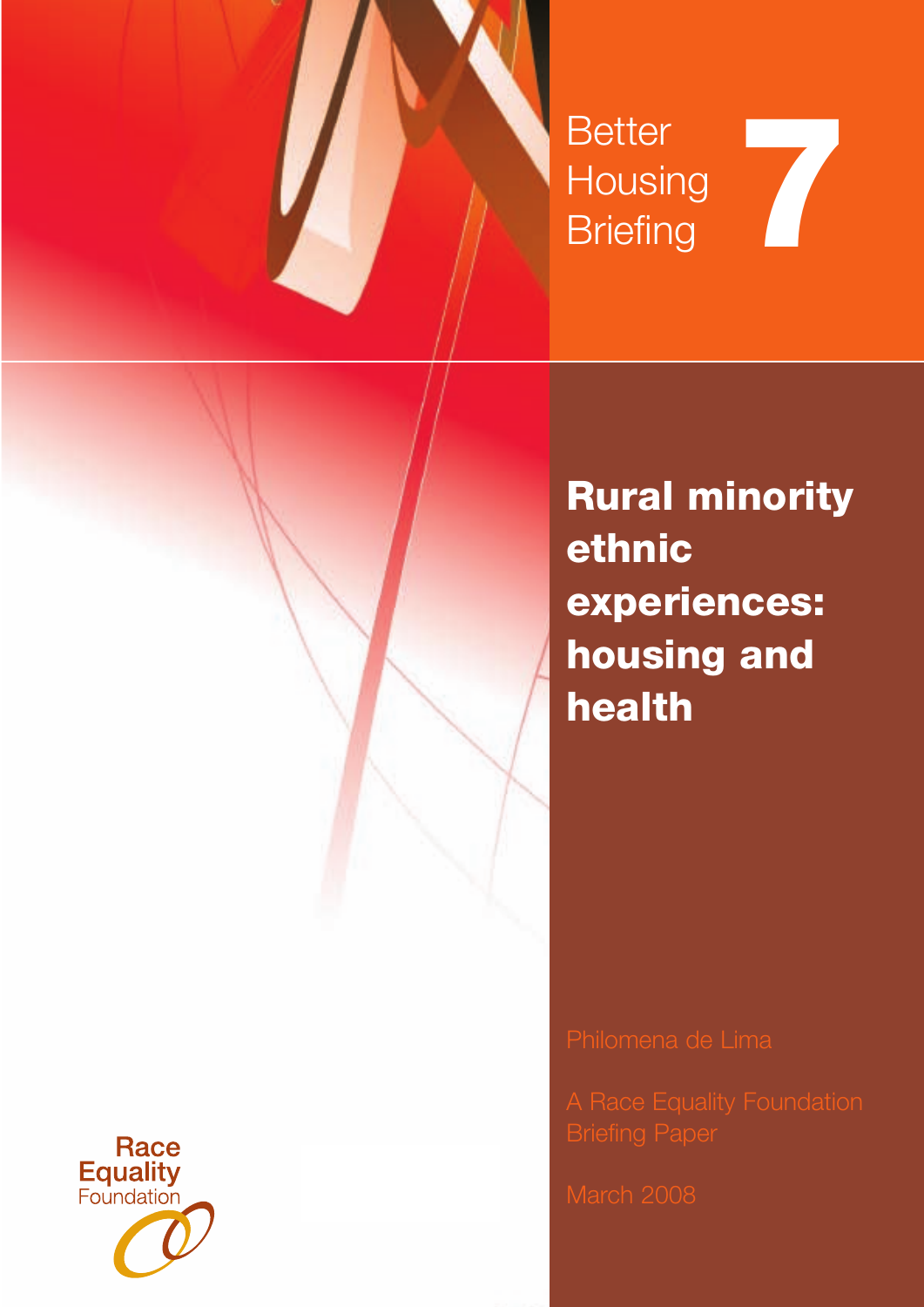Better Housing Briefing **7**

# Rural minority ethnic experiences: housing and health

Philomena de Lima

A Race Equality Foundation Briefing Paper

March 2008

Race Equality Foundation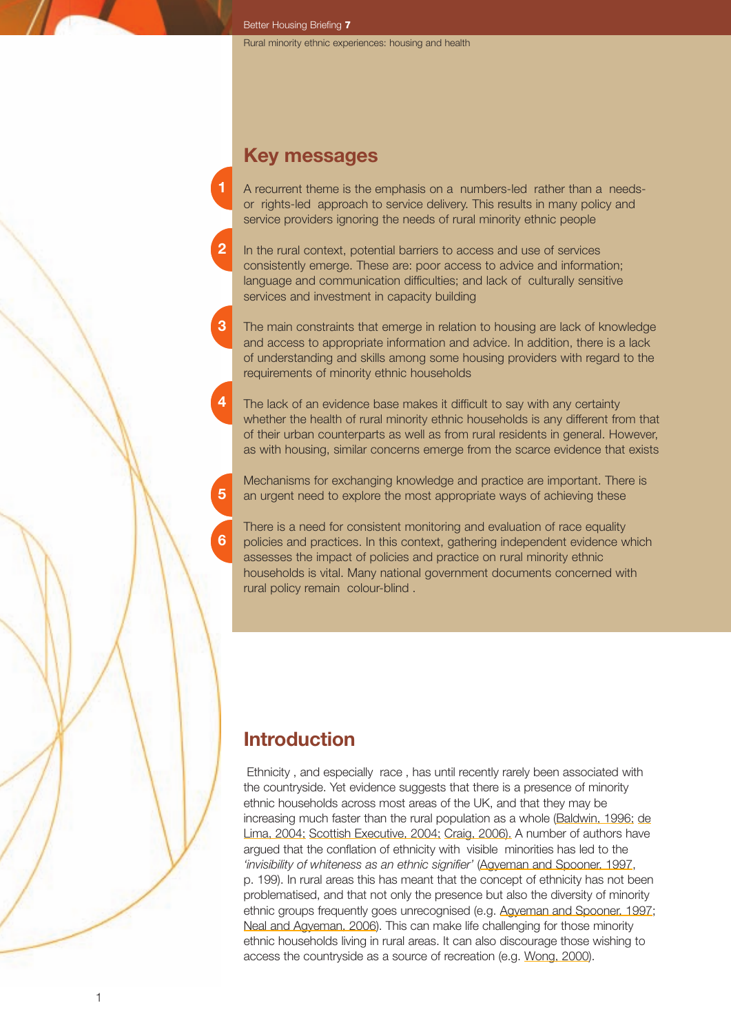## Key messages

1. A recurrent theme is the emphasis on a numbers-led rather than a needs- or rights-led approach to service delivery. This results in many policy and service providers ignoring the needs of rural minority ethnic people

2. In the rural context, potential barriers to access and use of services consistently emerge. These are: poor access to advice and information; language and communication difficulties; and lack of culturally sensitive services and investment in capacity building

3. The main constraints that emerge in relation to housing are lack of knowledge and access to appropriate information and advice. In addition, there is a lack of understanding and skills among some housing providers with regard to the requirements of minority ethnic households

4. The lack of an evidence base makes it difficult to say with any certainty whether the health of rural minority ethnic households is any different from that of their urban counterparts as well as from rural residents in general. However, as with housing, similar concerns emerge from the scarce evidence that exists

5. Mechanisms for exchanging knowledge and practice are important. There is an urgent need to explore the most appropriate ways of achieving these

6. There is a need for consistent monitoring and evaluation of race equality policies and practices. In this context, gathering independent evidence which assesses the impact of policies and practice on rural minority ethnic households is vital. Many national government documents concerned with rural policy remain colour-blind .

## Introduction

Ethnicity , and especially race , has until recently rarely been associated with the countryside. Yet evidence suggests that there is a presence of minority ethnic households across most areas of the UK, and that they may be increasing much faster than the rural population as a whole (Baldwin, 1996; de Lima, 2004; Scottish Executive, 2004; Craig, 2006). A number of authors have argued that the conflation of ethnicity with visible minorities has led to the *'invisibility of whiteness as an ethnic signifier'* (Agyeman and Spooner, 1997, p. 199). In rural areas this has meant that the concept of ethnicity has not been problematised, and that not only the presence but also the diversity of minority ethnic groups frequently goes unrecognised (e.g. Agyeman and Spooner, 1997; Neal and Agyeman, 2006). This can make life challenging for those minority ethnic households living in rural areas. It can also discourage those wishing to access the countryside as a source of recreation (e.g. Wong, 2000).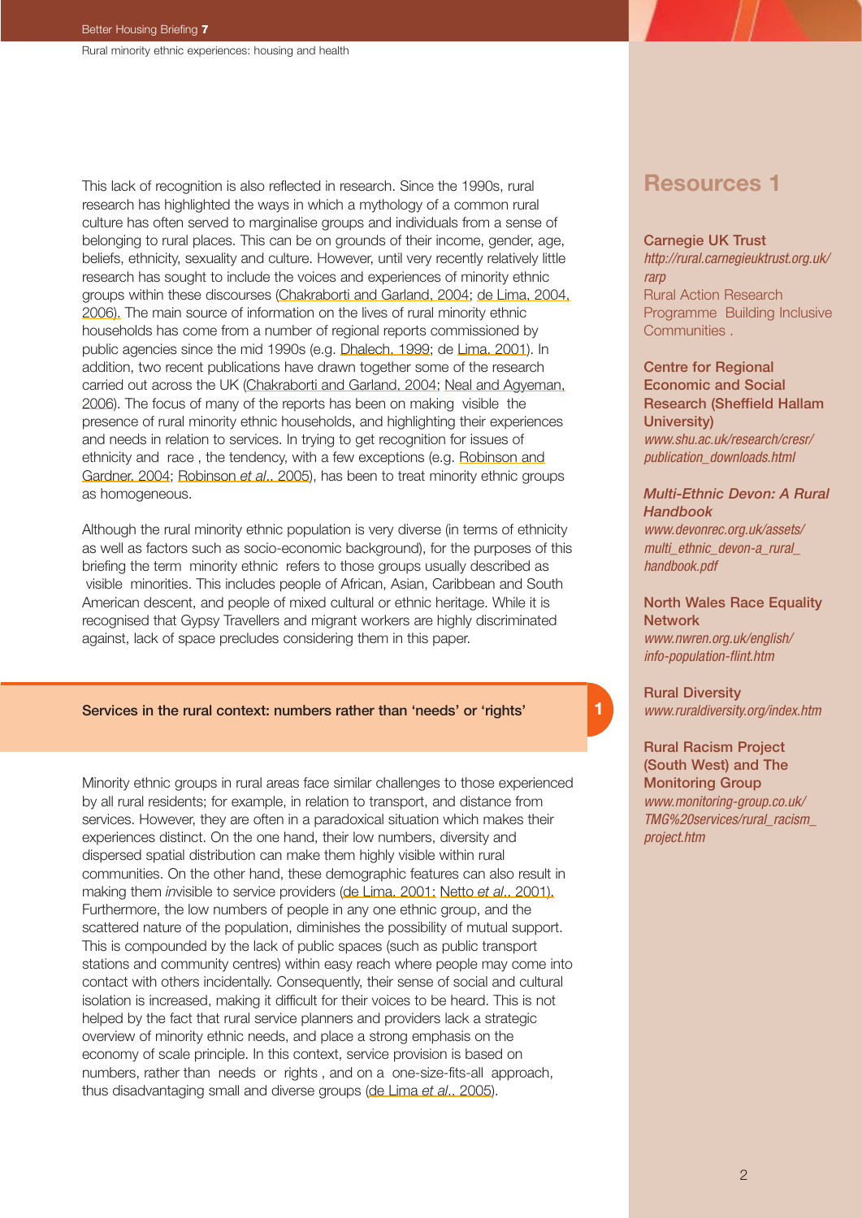This lack of recognition is also reflected in research. Since the 1990s, rural research has highlighted the ways in which a mythology of a common rural culture has often served to marginalise groups and individuals from a sense of belonging to rural places. This can be on grounds of their income, gender, age, beliefs, ethnicity, sexuality and culture. However, until very recently relatively little research has sought to include the voices and experiences of minority ethnic groups within these discourses (Chakraborti and Garland, 2004; de Lima, 2004, 2006). The main source of information on the lives of rural minority ethnic households has come from a number of regional reports commissioned by public agencies since the mid 1990s (e.g. Dhalech, 1999; de Lima, 2001). In addition, two recent publications have drawn together some of the research carried out across the UK (Chakraborti and Garland, 2004; Neal and Agyeman, 2006). The focus of many of the reports has been on making visible the presence of rural minority ethnic households, and highlighting their experiences and needs in relation to services. In trying to get recognition for issues of ethnicity and race , the tendency, with a few exceptions (e.g. Robinson and Gardner, 2004; Robinson *et al.*, 2005), has been to treat minority ethnic groups as homogeneous.

Although the rural minority ethnic population is very diverse (in terms of ethnicity as well as factors such as socio-economic background), for the purposes of this briefing the term minority ethnic refers to those groups usually described as visible minorities. This includes people of African, Asian, Caribbean and South American descent, and people of mixed cultural or ethnic heritage. While it is recognised that Gypsy Travellers and migrant workers are highly discriminated against, lack of space precludes considering them in this paper.

## 1 Services in the rural context: numbers rather than 'needs' or 'rights'

Minority ethnic groups in rural areas face similar challenges to those experienced by all rural residents; for example, in relation to transport, and distance from services. However, they are often in a paradoxical situation which makes their experiences distinct. On the one hand, their low numbers, diversity and dispersed spatial distribution can make them highly visible within rural communities. On the other hand, these demographic features can also result in making them *in*visible to service providers (de Lima, 2001; Netto *et al.*, 2001). Furthermore, the low numbers of people in any one ethnic group, and the scattered nature of the population, diminishes the possibility of mutual support. This is compounded by the lack of public spaces (such as public transport stations and community centres) within easy reach where people may come into contact with others incidentally. Consequently, their sense of social and cultural isolation is increased, making it difficult for their voices to be heard. This is not helped by the fact that rural service planners and providers lack a strategic overview of minority ethnic needs, and place a strong emphasis on the economy of scale principle. In this context, service provision is based on numbers, rather than needs or rights , and on a one-size-fits-all approach, thus disadvantaging small and diverse groups (de Lima *et al.*, 2005).

## Resources 1

**Carnegie UK Trust**
*http://rural.carnegieuktrust.org.uk/rarp*
Rural Action Research Programme Building Inclusive Communities .

**Centre for Regional Economic and Social Research (Sheffield Hallam University)**
*www.shu.ac.uk/research/cresr/publication_downloads.html*

***Multi-Ethnic Devon: A Rural Handbook***
*www.devonrec.org.uk/assets/multi_ethnic_devon-a_rural_handbook.pdf*

**North Wales Race Equality Network**
*www.nwren.org.uk/english/info-population-flint.htm*

**Rural Diversity**
*www.ruraldiversity.org/index.htm*

**Rural Racism Project (South West) and The Monitoring Group**
*www.monitoring-group.co.uk/TMG%20services/rural_racism_project.htm*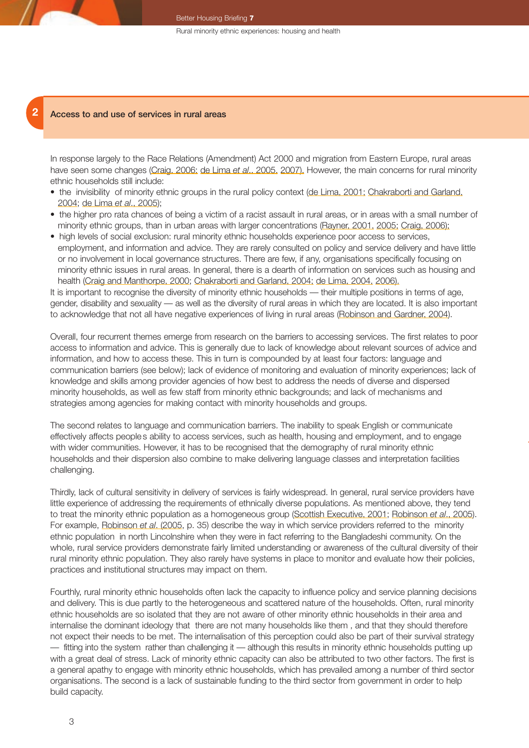## 2 Access to and use of services in rural areas

In response largely to the Race Relations (Amendment) Act 2000 and migration from Eastern Europe, rural areas have seen some changes (Craig, 2006; de Lima *et al*., 2005, 2007). However, the main concerns for rural minority ethnic households still include:

- the invisibility of minority ethnic groups in the rural policy context (de Lima, 2001; Chakraborti and Garland, 2004; de Lima *et al*., 2005);
- the higher pro rata chances of being a victim of a racist assault in rural areas, or in areas with a small number of minority ethnic groups, than in urban areas with larger concentrations (Rayner, 2001, 2005; Craig, 2006);
- high levels of social exclusion: rural minority ethnic households experience poor access to services, employment, and information and advice. They are rarely consulted on policy and service delivery and have little or no involvement in local governance structures. There are few, if any, organisations specifically focusing on minority ethnic issues in rural areas. In general, there is a dearth of information on services such as housing and health (Craig and Manthorpe, 2000; Chakraborti and Garland, 2004; de Lima, 2004, 2006).

It is important to recognise the diversity of minority ethnic households — their multiple positions in terms of age, gender, disability and sexuality — as well as the diversity of rural areas in which they are located. It is also important to acknowledge that not all have negative experiences of living in rural areas (Robinson and Gardner, 2004).

Overall, four recurrent themes emerge from research on the barriers to accessing services. The first relates to poor access to information and advice. This is generally due to lack of knowledge about relevant sources of advice and information, and how to access these. This in turn is compounded by at least four factors: language and communication barriers (see below); lack of evidence of monitoring and evaluation of minority experiences; lack of knowledge and skills among provider agencies of how best to address the needs of diverse and dispersed minority households, as well as few staff from minority ethnic backgrounds; and lack of mechanisms and strategies among agencies for making contact with minority households and groups.

The second relates to language and communication barriers. The inability to speak English or communicate effectively affects peoples ability to access services, such as health, housing and employment, and to engage with wider communities. However, it has to be recognised that the demography of rural minority ethnic households and their dispersion also combine to make delivering language classes and interpretation facilities challenging.

Thirdly, lack of cultural sensitivity in delivery of services is fairly widespread. In general, rural service providers have little experience of addressing the requirements of ethnically diverse populations. As mentioned above, they tend to treat the minority ethnic population as a homogeneous group (Scottish Executive, 2001; Robinson *et al*., 2005). For example, Robinson *et al*. (2005, p. 35) describe the way in which service providers referred to the minority ethnic population in north Lincolnshire when they were in fact referring to the Bangladeshi community. On the whole, rural service providers demonstrate fairly limited understanding or awareness of the cultural diversity of their rural minority ethnic population. They also rarely have systems in place to monitor and evaluate how their policies, practices and institutional structures may impact on them.

Fourthly, rural minority ethnic households often lack the capacity to influence policy and service planning decisions and delivery. This is due partly to the heterogeneous and scattered nature of the households. Often, rural minority ethnic households are so isolated that they are not aware of other minority ethnic households in their area and internalise the dominant ideology that there are not many households like them , and that they should therefore not expect their needs to be met. The internalisation of this perception could also be part of their survival strategy — fitting into the system rather than challenging it — although this results in minority ethnic households putting up with a great deal of stress. Lack of minority ethnic capacity can also be attributed to two other factors. The first is a general apathy to engage with minority ethnic households, which has prevailed among a number of third sector organisations. The second is a lack of sustainable funding to the third sector from government in order to help build capacity.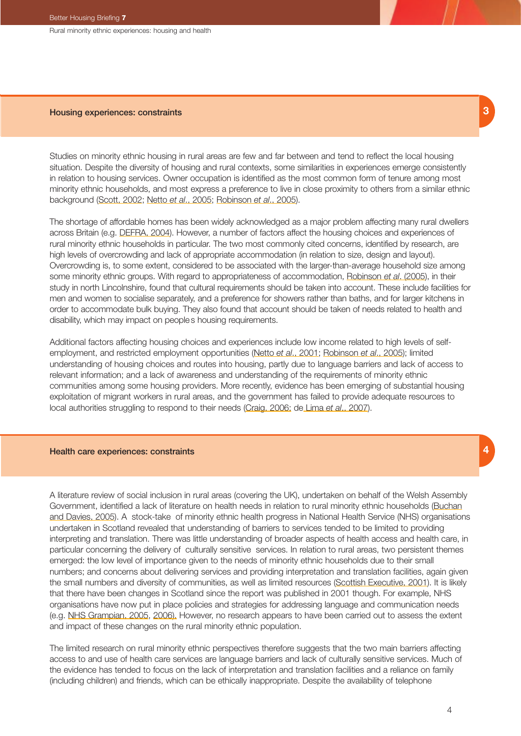## 3 Housing experiences: constraints

Studies on minority ethnic housing in rural areas are few and far between and tend to reflect the local housing situation. Despite the diversity of housing and rural contexts, some similarities in experiences emerge consistently in relation to housing services. Owner occupation is identified as the most common form of tenure among most minority ethnic households, and most express a preference to live in close proximity to others from a similar ethnic background (Scott, 2002; Netto *et al*., 2005; Robinson *et al*., 2005).

The shortage of affordable homes has been widely acknowledged as a major problem affecting many rural dwellers across Britain (e.g. DEFRA, 2004). However, a number of factors affect the housing choices and experiences of rural minority ethnic households in particular. The two most commonly cited concerns, identified by research, are high levels of overcrowding and lack of appropriate accommodation (in relation to size, design and layout). Overcrowding is, to some extent, considered to be associated with the larger-than-average household size among some minority ethnic groups. With regard to appropriateness of accommodation, Robinson *et al*. (2005), in their study in north Lincolnshire, found that cultural requirements should be taken into account. These include facilities for men and women to socialise separately, and a preference for showers rather than baths, and for larger kitchens in order to accommodate bulk buying. They also found that account should be taken of needs related to health and disability, which may impact on people s housing requirements.

Additional factors affecting housing choices and experiences include low income related to high levels of self-employment, and restricted employment opportunities (Netto *et al*., 2001; Robinson *et al*., 2005); limited understanding of housing choices and routes into housing, partly due to language barriers and lack of access to relevant information; and a lack of awareness and understanding of the requirements of minority ethnic communities among some housing providers. More recently, evidence has been emerging of substantial housing exploitation of migrant workers in rural areas, and the government has failed to provide adequate resources to local authorities struggling to respond to their needs (Craig, 2006; de Lima *et al*., 2007).

## 4 Health care experiences: constraints

A literature review of social inclusion in rural areas (covering the UK), undertaken on behalf of the Welsh Assembly Government, identified a lack of literature on health needs in relation to rural minority ethnic households (Buchan and Davies, 2005). A stock-take of minority ethnic health progress in National Health Service (NHS) organisations undertaken in Scotland revealed that understanding of barriers to services tended to be limited to providing interpreting and translation. There was little understanding of broader aspects of health access and health care, in particular concerning the delivery of culturally sensitive services. In relation to rural areas, two persistent themes emerged: the low level of importance given to the needs of minority ethnic households due to their small numbers; and concerns about delivering services and providing interpretation and translation facilities, again given the small numbers and diversity of communities, as well as limited resources (Scottish Executive, 2001). It is likely that there have been changes in Scotland since the report was published in 2001 though. For example, NHS organisations have now put in place policies and strategies for addressing language and communication needs (e.g. NHS Grampian, 2005, 2006). However, no research appears to have been carried out to assess the extent and impact of these changes on the rural minority ethnic population.

The limited research on rural minority ethnic perspectives therefore suggests that the two main barriers affecting access to and use of health care services are language barriers and lack of culturally sensitive services. Much of the evidence has tended to focus on the lack of interpretation and translation facilities and a reliance on family (including children) and friends, which can be ethically inappropriate. Despite the availability of telephone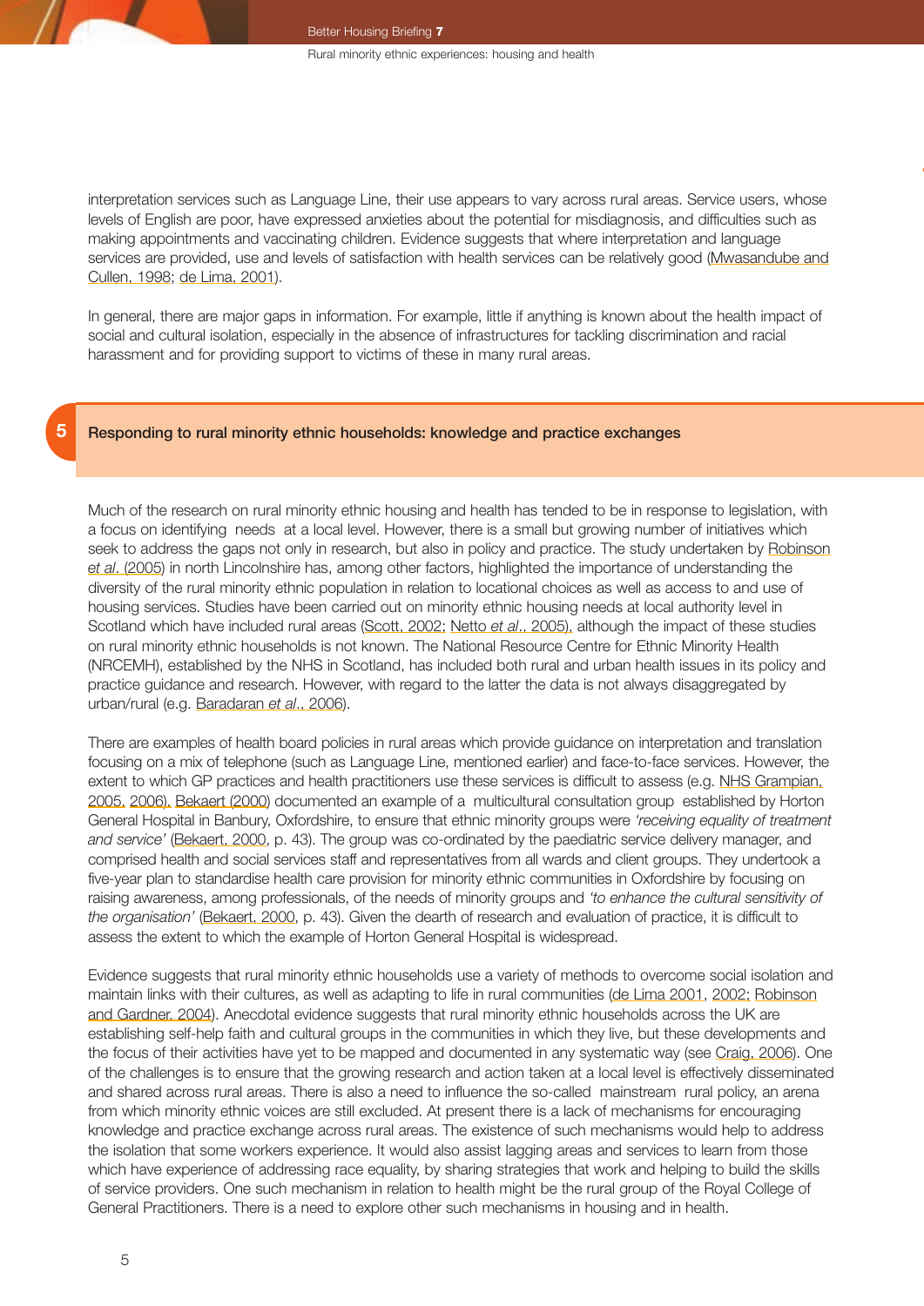interpretation services such as Language Line, their use appears to vary across rural areas. Service users, whose levels of English are poor, have expressed anxieties about the potential for misdiagnosis, and difficulties such as making appointments and vaccinating children. Evidence suggests that where interpretation and language services are provided, use and levels of satisfaction with health services can be relatively good (Mwasandube and Cullen, 1998; de Lima, 2001).

In general, there are major gaps in information. For example, little if anything is known about the health impact of social and cultural isolation, especially in the absence of infrastructures for tackling discrimination and racial harassment and for providing support to victims of these in many rural areas.

## 5 Responding to rural minority ethnic households: knowledge and practice exchanges

Much of the research on rural minority ethnic housing and health has tended to be in response to legislation, with a focus on identifying needs at a local level. However, there is a small but growing number of initiatives which seek to address the gaps not only in research, but also in policy and practice. The study undertaken by Robinson *et al*. (2005) in north Lincolnshire has, among other factors, highlighted the importance of understanding the diversity of the rural minority ethnic population in relation to locational choices as well as access to and use of housing services. Studies have been carried out on minority ethnic housing needs at local authority level in Scotland which have included rural areas (Scott, 2002; Netto *et al*., 2005), although the impact of these studies on rural minority ethnic households is not known. The National Resource Centre for Ethnic Minority Health (NRCEMH), established by the NHS in Scotland, has included both rural and urban health issues in its policy and practice guidance and research. However, with regard to the latter the data is not always disaggregated by urban/rural (e.g. Baradaran *et al*., 2006).

There are examples of health board policies in rural areas which provide guidance on interpretation and translation focusing on a mix of telephone (such as Language Line, mentioned earlier) and face-to-face services. However, the extent to which GP practices and health practitioners use these services is difficult to assess (e.g. NHS Grampian, 2005, 2006). Bekaert (2000) documented an example of a multicultural consultation group established by Horton General Hospital in Banbury, Oxfordshire, to ensure that ethnic minority groups were *'receiving equality of treatment and service'* (Bekaert, 2000, p. 43). The group was co-ordinated by the paediatric service delivery manager, and comprised health and social services staff and representatives from all wards and client groups. They undertook a five-year plan to standardise health care provision for minority ethnic communities in Oxfordshire by focusing on raising awareness, among professionals, of the needs of minority groups and *'to enhance the cultural sensitivity of the organisation'* (Bekaert, 2000, p. 43). Given the dearth of research and evaluation of practice, it is difficult to assess the extent to which the example of Horton General Hospital is widespread.

Evidence suggests that rural minority ethnic households use a variety of methods to overcome social isolation and maintain links with their cultures, as well as adapting to life in rural communities (de Lima 2001, 2002; Robinson and Gardner, 2004). Anecdotal evidence suggests that rural minority ethnic households across the UK are establishing self-help faith and cultural groups in the communities in which they live, but these developments and the focus of their activities have yet to be mapped and documented in any systematic way (see Craig, 2006). One of the challenges is to ensure that the growing research and action taken at a local level is effectively disseminated and shared across rural areas. There is also a need to influence the so-called mainstream rural policy, an arena from which minority ethnic voices are still excluded. At present there is a lack of mechanisms for encouraging knowledge and practice exchange across rural areas. The existence of such mechanisms would help to address the isolation that some workers experience. It would also assist lagging areas and services to learn from those which have experience of addressing race equality, by sharing strategies that work and helping to build the skills of service providers. One such mechanism in relation to health might be the rural group of the Royal College of General Practitioners. There is a need to explore other such mechanisms in housing and in health.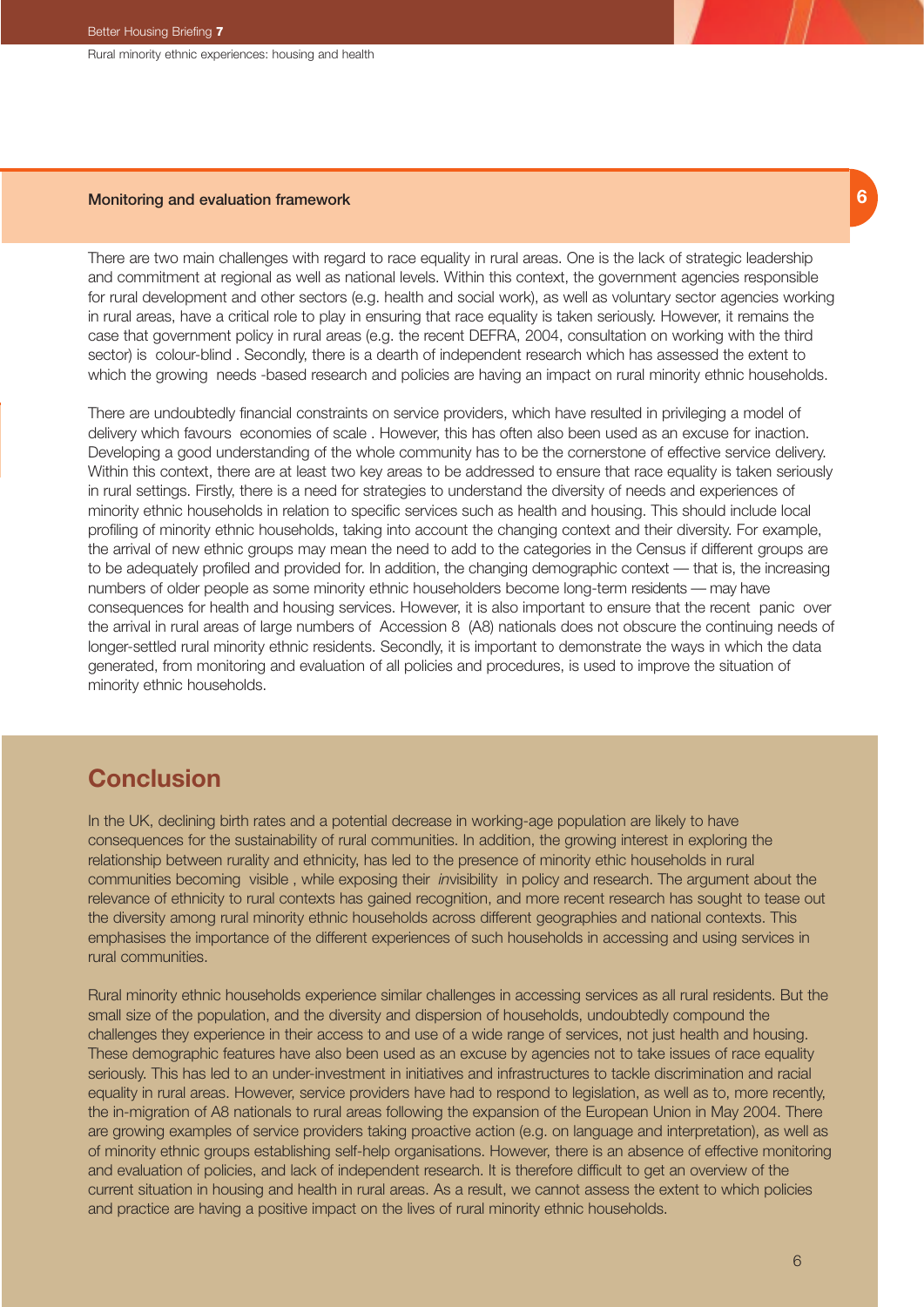## Monitoring and evaluation framework

There are two main challenges with regard to race equality in rural areas. One is the lack of strategic leadership and commitment at regional as well as national levels. Within this context, the government agencies responsible for rural development and other sectors (e.g. health and social work), as well as voluntary sector agencies working in rural areas, have a critical role to play in ensuring that race equality is taken seriously. However, it remains the case that government policy in rural areas (e.g. the recent DEFRA, 2004, consultation on working with the third sector) is colour-blind . Secondly, there is a dearth of independent research which has assessed the extent to which the growing needs -based research and policies are having an impact on rural minority ethnic households.

There are undoubtedly financial constraints on service providers, which have resulted in privileging a model of delivery which favours economies of scale . However, this has often also been used as an excuse for inaction. Developing a good understanding of the whole community has to be the cornerstone of effective service delivery. Within this context, there are at least two key areas to be addressed to ensure that race equality is taken seriously in rural settings. Firstly, there is a need for strategies to understand the diversity of needs and experiences of minority ethnic households in relation to specific services such as health and housing. This should include local profiling of minority ethnic households, taking into account the changing context and their diversity. For example, the arrival of new ethnic groups may mean the need to add to the categories in the Census if different groups are to be adequately profiled and provided for. In addition, the changing demographic context — that is, the increasing numbers of older people as some minority ethnic householders become long-term residents — may have consequences for health and housing services. However, it is also important to ensure that the recent panic over the arrival in rural areas of large numbers of Accession 8 (A8) nationals does not obscure the continuing needs of longer-settled rural minority ethnic residents. Secondly, it is important to demonstrate the ways in which the data generated, from monitoring and evaluation of all policies and procedures, is used to improve the situation of minority ethnic households.

## Conclusion

In the UK, declining birth rates and a potential decrease in working-age population are likely to have consequences for the sustainability of rural communities. In addition, the growing interest in exploring the relationship between rurality and ethnicity, has led to the presence of minority ethic households in rural communities becoming visible , while exposing their *in*visibility in policy and research. The argument about the relevance of ethnicity to rural contexts has gained recognition, and more recent research has sought to tease out the diversity among rural minority ethnic households across different geographies and national contexts. This emphasises the importance of the different experiences of such households in accessing and using services in rural communities.

Rural minority ethnic households experience similar challenges in accessing services as all rural residents. But the small size of the population, and the diversity and dispersion of households, undoubtedly compound the challenges they experience in their access to and use of a wide range of services, not just health and housing. These demographic features have also been used as an excuse by agencies not to take issues of race equality seriously. This has led to an under-investment in initiatives and infrastructures to tackle discrimination and racial equality in rural areas. However, service providers have had to respond to legislation, as well as to, more recently, the in-migration of A8 nationals to rural areas following the expansion of the European Union in May 2004. There are growing examples of service providers taking proactive action (e.g. on language and interpretation), as well as of minority ethnic groups establishing self-help organisations. However, there is an absence of effective monitoring and evaluation of policies, and lack of independent research. It is therefore difficult to get an overview of the current situation in housing and health in rural areas. As a result, we cannot assess the extent to which policies and practice are having a positive impact on the lives of rural minority ethnic households.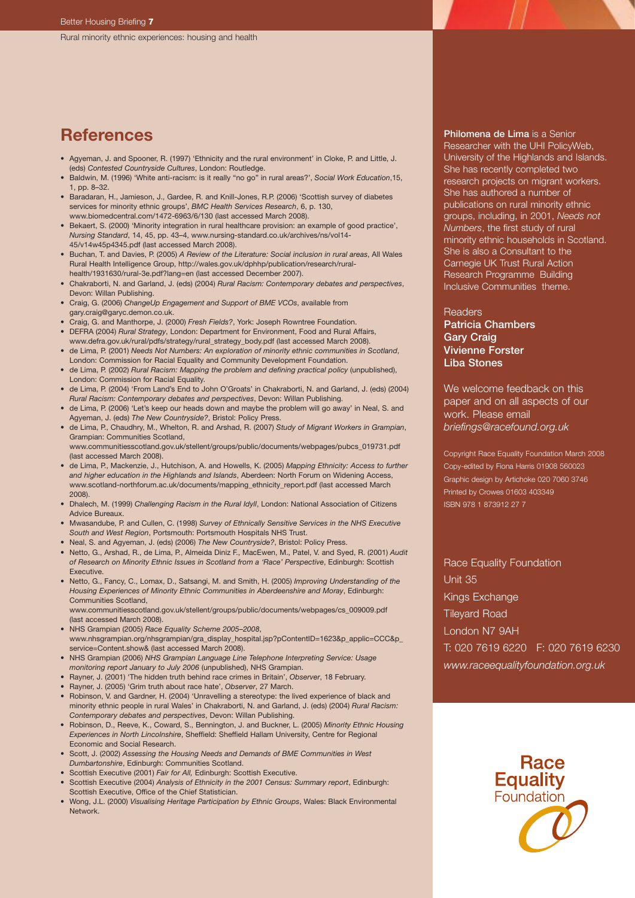## References

- Agyeman, J. and Spooner, R. (1997) 'Ethnicity and the rural environment' in Cloke, P. and Little, J. (eds) *Contested Countryside Cultures*, London: Routledge.
- Baldwin, M. (1996) 'White anti-racism: is it really "no go" in rural areas?', *Social Work Education*,15, 1, pp. 8–32.
- Baradaran, H., Jamieson, J., Gardee, R. and Knill-Jones, R.P. (2006) 'Scottish survey of diabetes services for minority ethnic groups', *BMC Health Services Research*, 6, p. 130, www.biomedcentral.com/1472-6963/6/130 (last accessed March 2008).
- Bekaert, S. (2000) 'Minority integration in rural healthcare provision: an example of good practice', *Nursing Standard*, 14, 45, pp. 43–4, www.nursing-standard.co.uk/archives/ns/vol14-45/v14w45p4345.pdf (last accessed March 2008).
- Buchan, T. and Davies, P. (2005) *A Review of the Literature: Social inclusion in rural areas*, All Wales Rural Health Intelligence Group, http://wales.gov.uk/dphhp/publication/research/rural-health/1931630/rural-3e.pdf?lang=en (last accessed December 2007).
- Chakraborti, N. and Garland, J. (eds) (2004) *Rural Racism: Contemporary debates and perspectives*, Devon: Willan Publishing.
- Craig, G. (2006) *ChangeUp Engagement and Support of BME VCOs*, available from gary.craig@garyc.demon.co.uk.
- Craig, G. and Manthorpe, J. (2000) *Fresh Fields?*, York: Joseph Rowntree Foundation.
- DEFRA (2004) *Rural Strategy*, London: Department for Environment, Food and Rural Affairs, www.defra.gov.uk/rural/pdfs/strategy/rural_strategy_body.pdf (last accessed March 2008).
- de Lima, P. (2001) *Needs Not Numbers: An exploration of minority ethnic communities in Scotland*, London: Commission for Racial Equality and Community Development Foundation.
- de Lima, P. (2002) *Rural Racism: Mapping the problem and defining practical policy* (unpublished), London: Commission for Racial Equality.
- de Lima, P. (2004) 'From Land's End to John O'Groats' in Chakraborti, N. and Garland, J. (eds) (2004) *Rural Racism: Contemporary debates and perspectives*, Devon: Willan Publishing.
- de Lima, P. (2006) 'Let's keep our heads down and maybe the problem will go away' in Neal, S. and Agyeman, J. (eds) *The New Countryside?*, Bristol: Policy Press.
- de Lima, P., Chaudhry, M., Whelton, R. and Arshad, R. (2007) *Study of Migrant Workers in Grampian*, Grampian: Communities Scotland, www.communitiesscotland.gov.uk/stellent/groups/public/documents/webpages/pubcs_019731.pdf (last accessed March 2008).
- de Lima, P., Mackenzie, J., Hutchison, A. and Howells, K. (2005) *Mapping Ethnicity: Access to further and higher education in the Highlands and Islands*, Aberdeen: North Forum on Widening Access, www.scotland-northforum.ac.uk/documents/mapping_ethnicity_report.pdf (last accessed March 2008).
- Dhalech, M. (1999) *Challenging Racism in the Rural Idyll*, London: National Association of Citizens Advice Bureaux.
- Mwasandube, P. and Cullen, C. (1998) *Survey of Ethnically Sensitive Services in the NHS Executive South and West Region*, Portsmouth: Portsmouth Hospitals NHS Trust.
- Neal, S. and Agyeman, J. (eds) (2006) *The New Countryside?*, Bristol: Policy Press.
- Netto, G., Arshad, R., de Lima, P., Almeida Diniz F., MacEwen, M., Patel, V. and Syed, R. (2001) *Audit of Research on Minority Ethnic Issues in Scotland from a 'Race' Perspective*, Edinburgh: Scottish Executive.
- Netto, G., Fancy, C., Lomax, D., Satsangi, M. and Smith, H. (2005) *Improving Understanding of the Housing Experiences of Minority Ethnic Communities in Aberdeenshire and Moray*, Edinburgh: Communities Scotland, www.communitiesscotland.gov.uk/stellent/groups/public/documents/webpages/cs_009009.pdf (last accessed March 2008).
- NHS Grampian (2005) *Race Equality Scheme 2005–2008*, www.nhsgrampian.org/nhsgrampian/gra_display_hospital.jsp?pContentID=1623&p_applic=CCC&p_service=Content.show& (last accessed March 2008).
- NHS Grampian (2006) *NHS Grampian Language Line Telephone Interpreting Service: Usage monitoring report January to July 2006* (unpublished), NHS Grampian.
- Rayner, J. (2001) 'The hidden truth behind race crimes in Britain', *Observer*, 18 February.
- Rayner, J. (2005) 'Grim truth about race hate', *Observer*, 27 March.
- Robinson, V. and Gardner, H. (2004) 'Unravelling a stereotype: the lived experience of black and minority ethnic people in rural Wales' in Chakraborti, N. and Garland, J. (eds) (2004) *Rural Racism: Contemporary debates and perspectives*, Devon: Willan Publishing.
- Robinson, D., Reeve, K., Coward, S., Bennington, J. and Buckner, L. (2005) *Minority Ethnic Housing Experiences in North Lincolnshire*, Sheffield: Sheffield Hallam University, Centre for Regional Economic and Social Research.
- Scott, J. (2002) *Assessing the Housing Needs and Demands of BME Communities in West Dumbartonshire*, Edinburgh: Communities Scotland.
- Scottish Executive (2001) *Fair for All*, Edinburgh: Scottish Executive.
- Scottish Executive (2004) *Analysis of Ethnicity in the 2001 Census: Summary report*, Edinburgh: Scottish Executive, Office of the Chief Statistician.
- Wong, J.L. (2000) *Visualising Heritage Participation by Ethnic Groups*, Wales: Black Environmental Network.

**Philomena de Lima** is a Senior Researcher with the UHI PolicyWeb, University of the Highlands and Islands. She has recently completed two research projects on migrant workers. She has authored a number of publications on rural minority ethnic groups, including, in 2001, *Needs not Numbers*, the first study of rural minority ethnic households in Scotland. She is also a Consultant to the Carnegie UK Trust Rural Action Research Programme Building Inclusive Communities theme.

Readers
**Patricia Chambers**
**Gary Craig**
**Vivienne Forster**
**Liba Stones**

We welcome feedback on this paper and on all aspects of our work. Please email *briefings@racefound.org.uk*

Copyright Race Equality Foundation March 2008
Copy-edited by Fiona Harris 01908 560023
Graphic design by Artichoke 020 7060 3746
Printed by Crowes 01603 403349
ISBN 978 1 873912 27 7

Race Equality Foundation
Unit 35
Kings Exchange
Tileyard Road
London N7 9AH
T: 020 7619 6220 F: 020 7619 6230
*www.raceequalityfoundation.org.uk*

Race Equality Foundation